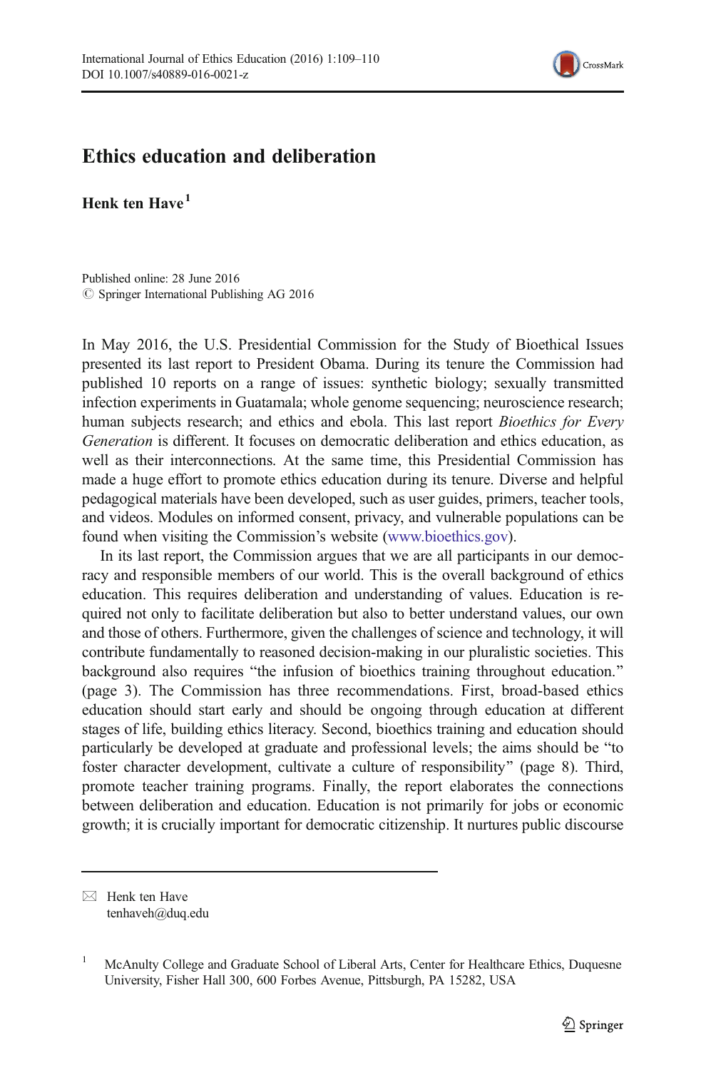# Ethics education and deliberation

**Henk ten Have**[1]

Published online: 28 June 2016
© Springer International Publishing AG 2016

In May 2016, the U.S. Presidential Commission for the Study of Bioethical Issues presented its last report to President Obama. During its tenure the Commission had published 10 reports on a range of issues: synthetic biology; sexually transmitted infection experiments in Guatemala; whole genome sequencing; neuroscience research; human subjects research; and ethics and ebola. This last report *Bioethics for Every Generation* is different. It focuses on democratic deliberation and ethics education, as well as their interconnections. At the same time, this Presidential Commission has made a huge effort to promote ethics education during its tenure. Diverse and helpful pedagogical materials have been developed, such as user guides, primers, teacher tools, and videos. Modules on informed consent, privacy, and vulnerable populations can be found when visiting the Commission's website (www.bioethics.gov).

In its last report, the Commission argues that we are all participants in our democracy and responsible members of our world. This is the overall background of ethics education. This requires deliberation and understanding of values. Education is required not only to facilitate deliberation but also to better understand values, our own and those of others. Furthermore, given the challenges of science and technology, it will contribute fundamentally to reasoned decision-making in our pluralistic societies. This background also requires "the infusion of bioethics training throughout education." (page 3). The Commission has three recommendations. First, broad-based ethics education should start early and should be ongoing through education at different stages of life, building ethics literacy. Second, bioethics training and education should particularly be developed at graduate and professional levels; the aims should be "to foster character development, cultivate a culture of responsibility" (page 8). Third, promote teacher training programs. Finally, the report elaborates the connections between deliberation and education. Education is not primarily for jobs or economic growth; it is crucially important for democratic citizenship. It nurtures public discourse

---

✉ Henk ten Have
tenhaveh@duq.edu

[1] McAnulty College and Graduate School of Liberal Arts, Center for Healthcare Ethics, Duquesne University, Fisher Hall 300, 600 Forbes Avenue, Pittsburgh, PA 15282, USA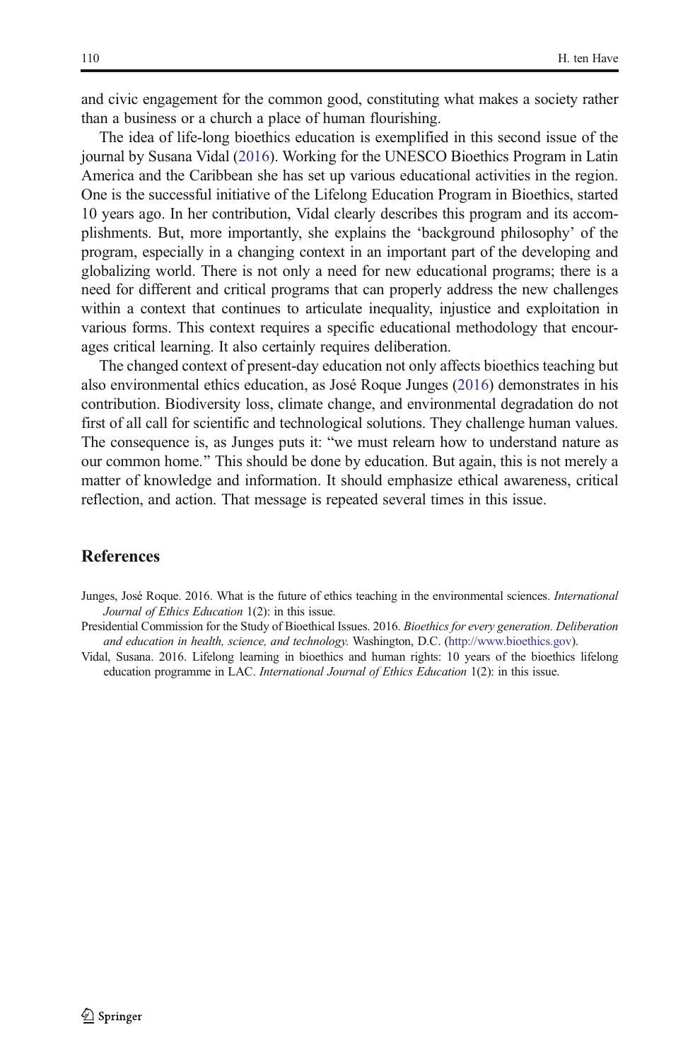and civic engagement for the common good, constituting what makes a society rather than a business or a church a place of human flourishing.

The idea of life-long bioethics education is exemplified in this second issue of the journal by Susana Vidal (2016). Working for the UNESCO Bioethics Program in Latin America and the Caribbean she has set up various educational activities in the region. One is the successful initiative of the Lifelong Education Program in Bioethics, started 10 years ago. In her contribution, Vidal clearly describes this program and its accomplishments. But, more importantly, she explains the 'background philosophy' of the program, especially in a changing context in an important part of the developing and globalizing world. There is not only a need for new educational programs; there is a need for different and critical programs that can properly address the new challenges within a context that continues to articulate inequality, injustice and exploitation in various forms. This context requires a specific educational methodology that encourages critical learning. It also certainly requires deliberation.

The changed context of present-day education not only affects bioethics teaching but also environmental ethics education, as José Roque Junges (2016) demonstrates in his contribution. Biodiversity loss, climate change, and environmental degradation do not first of all call for scientific and technological solutions. They challenge human values. The consequence is, as Junges puts it: "we must relearn how to understand nature as our common home." This should be done by education. But again, this is not merely a matter of knowledge and information. It should emphasize ethical awareness, critical reflection, and action. That message is repeated several times in this issue.

## References

Junges, José Roque. 2016. What is the future of ethics teaching in the environmental sciences. *International Journal of Ethics Education* 1(2): in this issue.

Presidential Commission for the Study of Bioethical Issues. 2016. *Bioethics for every generation. Deliberation and education in health, science, and technology.* Washington, D.C. (http://www.bioethics.gov).

Vidal, Susana. 2016. Lifelong learning in bioethics and human rights: 10 years of the bioethics lifelong education programme in LAC. *International Journal of Ethics Education* 1(2): in this issue.